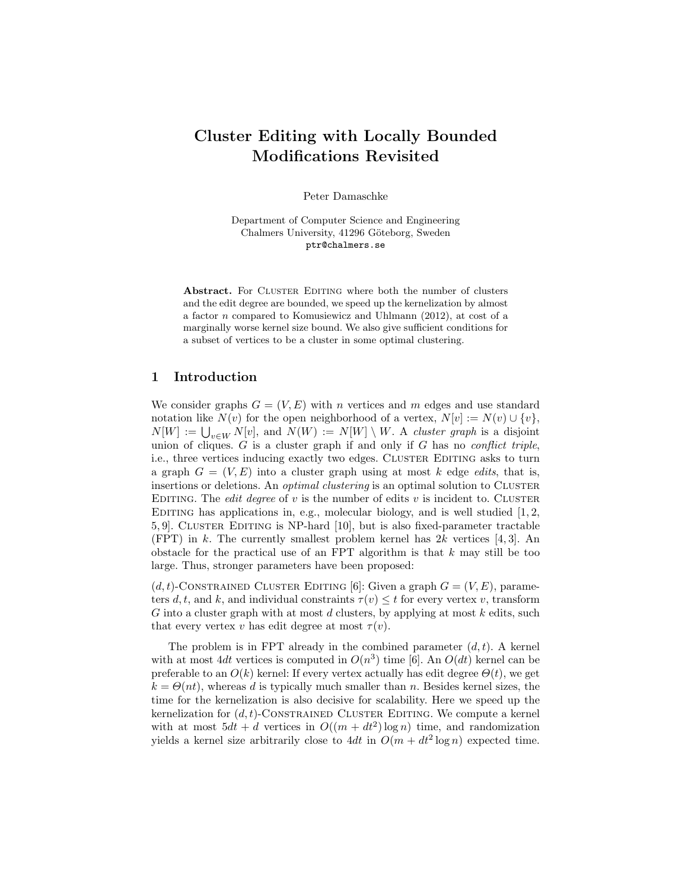# Cluster Editing with Locally Bounded Modifications Revisited

Peter Damaschke

Department of Computer Science and Engineering
Chalmers University, 41296 Göteborg, Sweden
ptr@chalmers.se

**Abstract.** For Cluster Editing where both the number of clusters and the edit degree are bounded, we speed up the kernelization by almost a factor $n$ compared to Komusiewicz and Uhlmann (2012), at cost of a marginally worse kernel size bound. We also give sufficient conditions for a subset of vertices to be a cluster in some optimal clustering.

## 1 Introduction

We consider graphs $G = (V, E)$ with $n$ vertices and $m$ edges and use standard notation like $N(v)$ for the open neighborhood of a vertex, $N[v] := N(v) \cup \{v\}$, $N[W] := \bigcup_{v \in W} N[v]$, and $N(W) := N[W] \setminus W$. A *cluster graph* is a disjoint union of cliques. $G$ is a cluster graph if and only if $G$ has no *conflict triple*, i.e., three vertices inducing exactly two edges. Cluster Editing asks to turn a graph $G = (V, E)$ into a cluster graph using at most $k$ edge *edits*, that is, insertions or deletions. An *optimal clustering* is an optimal solution to Cluster Editing. The *edit degree* of $v$ is the number of edits $v$ is incident to. Cluster Editing has applications in, e.g., molecular biology, and is well studied [1, 2, 5, 9]. Cluster Editing is NP-hard [10], but is also fixed-parameter tractable (FPT) in $k$. The currently smallest problem kernel has $2k$ vertices [4, 3]. An obstacle for the practical use of an FPT algorithm is that $k$ may still be too large. Thus, stronger parameters have been proposed:

$(d, t)$-Constrained Cluster Editing [6]: Given a graph $G = (V, E)$, parameters $d, t$, and $k$, and individual constraints $\tau(v) \leq t$ for every vertex $v$, transform $G$ into a cluster graph with at most $d$ clusters, by applying at most $k$ edits, such that every vertex $v$ has edit degree at most $\tau(v)$.

The problem is in FPT already in the combined parameter $(d, t)$. A kernel with at most $4dt$ vertices is computed in $O(n^3)$ time [6]. An $O(dt)$ kernel can be preferable to an $O(k)$ kernel: If every vertex actually has edit degree $\Theta(t)$, we get $k = \Theta(nt)$, whereas $d$ is typically much smaller than $n$. Besides kernel sizes, the time for the kernelization is also decisive for scalability. Here we speed up the kernelization for $(d, t)$-Constrained Cluster Editing. We compute a kernel with at most $5dt + d$ vertices in $O((m + dt^2) \log n)$ time, and randomization yields a kernel size arbitrarily close to $4dt$ in $O(m + dt^2 \log n)$ expected time.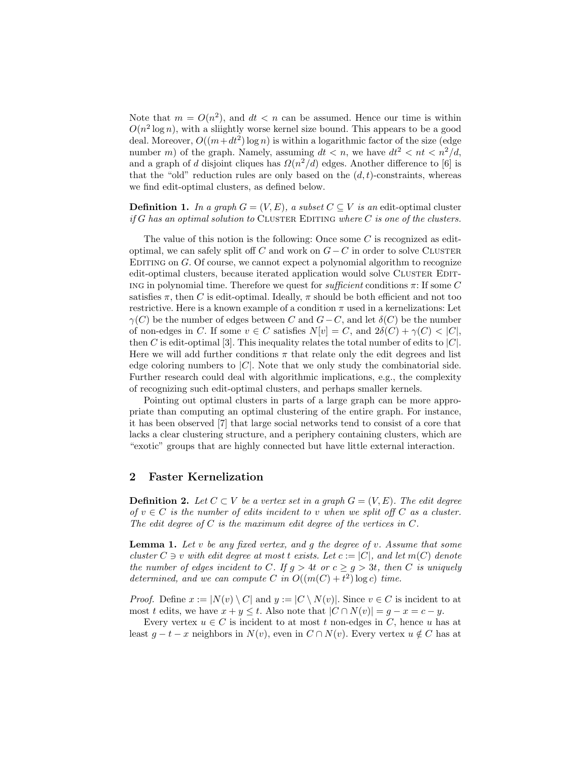Note that $m = O(n^2)$, and $dt < n$ can be assumed. Hence our time is within $O(n^2 \log n)$, with a sliightly worse kernel size bound. This appears to be a good deal. Moreover, $O((m + dt^2) \log n)$ is within a logarithmic factor of the size (edge number $m$) of the graph. Namely, assuming $dt < n$, we have $dt^2 < nt < n^2/d$, and a graph of $d$ disjoint cliques has $\Omega(n^2/d)$ edges. Another difference to [6] is that the "old" reduction rules are only based on the $(d, t)$-constraints, whereas we find edit-optimal clusters, as defined below.

**Definition 1.** *In a graph $G = (V, E)$, a subset $C \subseteq V$ is an* edit-optimal cluster *if $G$ has an optimal solution to* Cluster Editing *where $C$ is one of the clusters.*

The value of this notion is the following: Once some $C$ is recognized as edit-optimal, we can safely split off $C$ and work on $G - C$ in order to solve Cluster Editing on $G$. Of course, we cannot expect a polynomial algorithm to recognize edit-optimal clusters, because iterated application would solve Cluster Editing in polynomial time. Therefore we quest for *sufficient* conditions $\pi$: If some $C$ satisfies $\pi$, then $C$ is edit-optimal. Ideally, $\pi$ should be both efficient and not too restrictive. Here is a known example of a condition $\pi$ used in a kernelizations: Let $\gamma(C)$ be the number of edges between $C$ and $G - C$, and let $\delta(C)$ be the number of non-edges in $C$. If some $v \in C$ satisfies $N[v] = C$, and $2\delta(C) + \gamma(C) < |C|$, then $C$ is edit-optimal [3]. This inequality relates the total number of edits to $|C|$. Here we will add further conditions $\pi$ that relate only the edit degrees and list edge coloring numbers to $|C|$. Note that we only study the combinatorial side. Further research could deal with algorithmic implications, e.g., the complexity of recognizing such edit-optimal clusters, and perhaps smaller kernels.

Pointing out optimal clusters in parts of a large graph can be more appropriate than computing an optimal clustering of the entire graph. For instance, it has been observed [7] that large social networks tend to consist of a core that lacks a clear clustering structure, and a periphery containing clusters, which are "exotic" groups that are highly connected but have little external interaction.

## 2 Faster Kernelization

**Definition 2.** *Let $C \subset V$ be a vertex set in a graph $G = (V, E)$. The edit degree of $v \in C$ is the number of edits incident to $v$ when we split off $C$ as a cluster. The edit degree of $C$ is the maximum edit degree of the vertices in $C$.*

**Lemma 1.** *Let $v$ be any fixed vertex, and $g$ the degree of $v$. Assume that some cluster $C \ni v$ with edit degree at most $t$ exists. Let $c := |C|$, and let $m(C)$ denote the number of edges incident to $C$. If $g > 4t$ or $c \geq g > 3t$, then $C$ is uniquely determined, and we can compute $C$ in $O((m(C) + t^2) \log c)$ time.*

*Proof.* Define $x := |N(v) \setminus C|$ and $y := |C \setminus N(v)|$. Since $v \in C$ is incident to at most $t$ edits, we have $x + y \leq t$. Also note that $|C \cap N(v)| = g - x = c - y$.

Every vertex $u \in C$ is incident to at most $t$ non-edges in $C$, hence $u$ has at least $g - t - x$ neighbors in $N(v)$, even in $C \cap N(v)$. Every vertex $u \notin C$ has at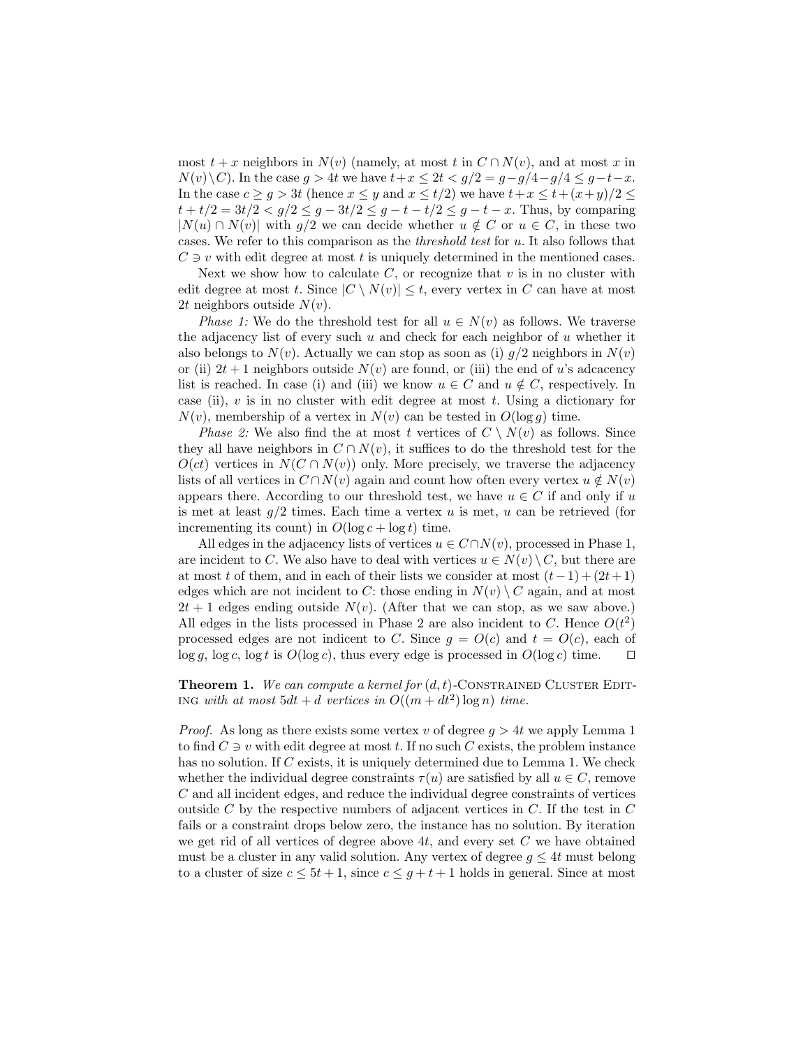most $t+x$ neighbors in $N(v)$ (namely, at most $t$ in $C \cap N(v)$, and at most $x$ in $N(v) \setminus C$). In the case $g > 4t$ we have $t+x \leq 2t < g/2 = g - g/4 - g/4 \leq g - t - x$. In the case $c \geq g > 3t$ (hence $x \leq y$ and $x \leq t/2$) we have $t+x \leq t+(x+y)/2 \leq t+t/2 = 3t/2 < g/2 \leq g - 3t/2 \leq g - t - t/2 \leq g - t - x$. Thus, by comparing $|N(u) \cap N(v)|$ with $g/2$ we can decide whether $u \notin C$ or $u \in C$, in these two cases. We refer to this comparison as the *threshold test* for $u$. It also follows that $C \ni v$ with edit degree at most $t$ is uniquely determined in the mentioned cases.

Next we show how to calculate $C$, or recognize that $v$ is in no cluster with edit degree at most $t$. Since $|C \setminus N(v)| \leq t$, every vertex in $C$ can have at most $2t$ neighbors outside $N(v)$.

*Phase 1:* We do the threshold test for all $u \in N(v)$ as follows. We traverse the adjacency list of every such $u$ and check for each neighbor of $u$ whether it also belongs to $N(v)$. Actually we can stop as soon as (i) $g/2$ neighbors in $N(v)$ or (ii) $2t+1$ neighbors outside $N(v)$ are found, or (iii) the end of $u$'s adcacency list is reached. In case (i) and (iii) we know $u \in C$ and $u \notin C$, respectively. In case (ii), $v$ is in no cluster with edit degree at most $t$. Using a dictionary for $N(v)$, membership of a vertex in $N(v)$ can be tested in $O(\log g)$ time.

*Phase 2:* We also find the at most $t$ vertices of $C \setminus N(v)$ as follows. Since they all have neighbors in $C \cap N(v)$, it suffices to do the threshold test for the $O(ct)$ vertices in $N(C \cap N(v))$ only. More precisely, we traverse the adjacency lists of all vertices in $C \cap N(v)$ again and count how often every vertex $u \notin N(v)$ appears there. According to our threshold test, we have $u \in C$ if and only if $u$ is met at least $g/2$ times. Each time a vertex $u$ is met, $u$ can be retrieved (for incrementing its count) in $O(\log c + \log t)$ time.

All edges in the adjacency lists of vertices $u \in C \cap N(v)$, processed in Phase 1, are incident to $C$. We also have to deal with vertices $u \in N(v) \setminus C$, but there are at most $t$ of them, and in each of their lists we consider at most $(t-1)+(2t+1)$ edges which are not incident to $C$: those ending in $N(v) \setminus C$ again, and at most $2t+1$ edges ending outside $N(v)$. (After that we can stop, as we saw above.) All edges in the lists processed in Phase 2 are also incident to $C$. Hence $O(t^2)$ processed edges are not indicent to $C$. Since $g = O(c)$ and $t = O(c)$, each of $\log g$, $\log c$, $\log t$ is $O(\log c)$, thus every edge is processed in $O(\log c)$ time. ◻

**Theorem 1.** *We can compute a kernel for $(d,t)$-*Constrained Cluster Editing *with at most $5dt + d$ vertices in $O((m + dt^2) \log n)$ time.*

*Proof.* As long as there exists some vertex $v$ of degree $g > 4t$ we apply Lemma 1 to find $C \ni v$ with edit degree at most $t$. If no such $C$ exists, the problem instance has no solution. If $C$ exists, it is uniquely determined due to Lemma 1. We check whether the individual degree constraints $\tau(u)$ are satisfied by all $u \in C$, remove $C$ and all incident edges, and reduce the individual degree constraints of vertices outside $C$ by the respective numbers of adjacent vertices in $C$. If the test in $C$ fails or a constraint drops below zero, the instance has no solution. By iteration we get rid of all vertices of degree above $4t$, and every set $C$ we have obtained must be a cluster in any valid solution. Any vertex of degree $g \leq 4t$ must belong to a cluster of size $c \leq 5t+1$, since $c \leq g+t+1$ holds in general. Since at most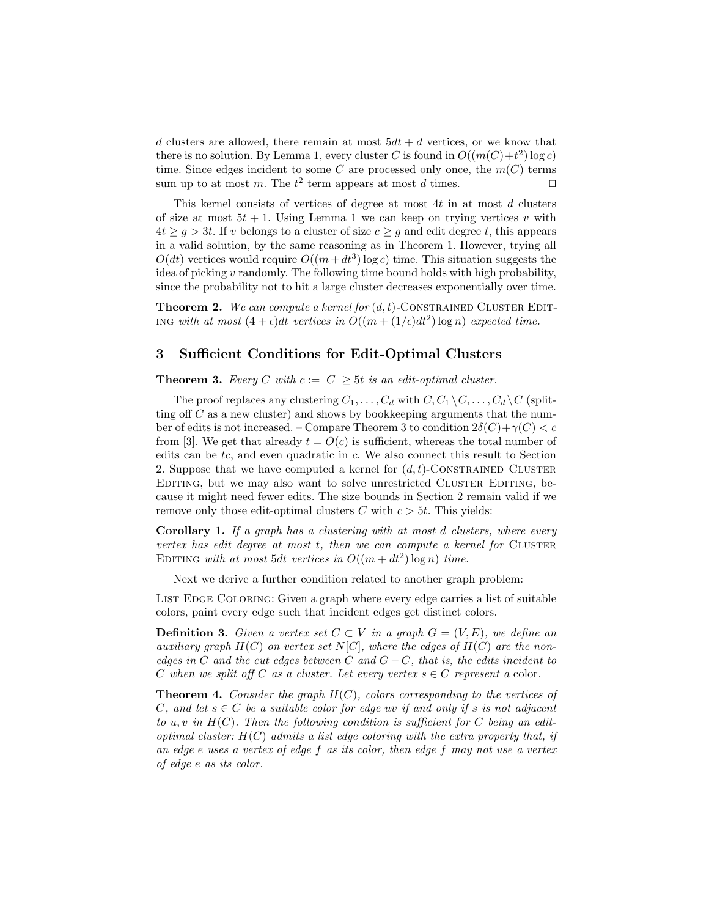$d$ clusters are allowed, there remain at most $5dt + d$ vertices, or we know that there is no solution. By Lemma 1, every cluster $C$ is found in $O((m(C)+t^2)\log c)$ time. Since edges incident to some $C$ are processed only once, the $m(C)$ terms sum up to at most $m$. The $t^2$ term appears at most $d$ times. ◻

This kernel consists of vertices of degree at most $4t$ in at most $d$ clusters of size at most $5t + 1$. Using Lemma 1 we can keep on trying vertices $v$ with $4t \geq g > 3t$. If $v$ belongs to a cluster of size $c \geq g$ and edit degree $t$, this appears in a valid solution, by the same reasoning as in Theorem 1. However, trying all $O(dt)$ vertices would require $O((m + dt^3)\log c)$ time. This situation suggests the idea of picking $v$ randomly. The following time bound holds with high probability, since the probability not to hit a large cluster decreases exponentially over time.

**Theorem 2.** *We can compute a kernel for $(d, t)$-Constrained Cluster Editing with at most $(4 + \epsilon)dt$ vertices in $O((m + (1/\epsilon)dt^2)\log n)$ expected time.*

## 3 Sufficient Conditions for Edit-Optimal Clusters

**Theorem 3.** *Every $C$ with $c := |C| \geq 5t$ is an edit-optimal cluster.*

The proof replaces any clustering $C_1, \ldots, C_d$ with $C, C_1 \setminus C, \ldots, C_d \setminus C$ (splitting off $C$ as a new cluster) and shows by bookkeeping arguments that the number of edits is not increased. – Compare Theorem 3 to condition $2\delta(C)+\gamma(C) < c$ from [3]. We get that already $t = O(c)$ is sufficient, whereas the total number of edits can be $tc$, and even quadratic in $c$. We also connect this result to Section 2. Suppose that we have computed a kernel for $(d, t)$-Constrained Cluster Editing, but we may also want to solve unrestricted Cluster Editing, because it might need fewer edits. The size bounds in Section 2 remain valid if we remove only those edit-optimal clusters $C$ with $c > 5t$. This yields:

**Corollary 1.** *If a graph has a clustering with at most $d$ clusters, where every vertex has edit degree at most $t$, then we can compute a kernel for Cluster Editing with at most $5dt$ vertices in $O((m + dt^2)\log n)$ time.*

Next we derive a further condition related to another graph problem:

List Edge Coloring: Given a graph where every edge carries a list of suitable colors, paint every edge such that incident edges get distinct colors.

**Definition 3.** *Given a vertex set $C \subset V$ in a graph $G = (V, E)$, we define an auxiliary graph $H(C)$ on vertex set $N[C]$, where the edges of $H(C)$ are the non-edges in $C$ and the cut edges between $C$ and $G - C$, that is, the edits incident to $C$ when we split off $C$ as a cluster. Let every vertex $s \in C$ represent a* color.

**Theorem 4.** *Consider the graph $H(C)$, colors corresponding to the vertices of $C$, and let $s \in C$ be a suitable color for edge $uv$ if and only if $s$ is not adjacent to $u, v$ in $H(C)$. Then the following condition is sufficient for $C$ being an edit-optimal cluster: $H(C)$ admits a list edge coloring with the extra property that, if an edge $e$ uses a vertex of edge $f$ as its color, then edge $f$ may not use a vertex of edge $e$ as its color.*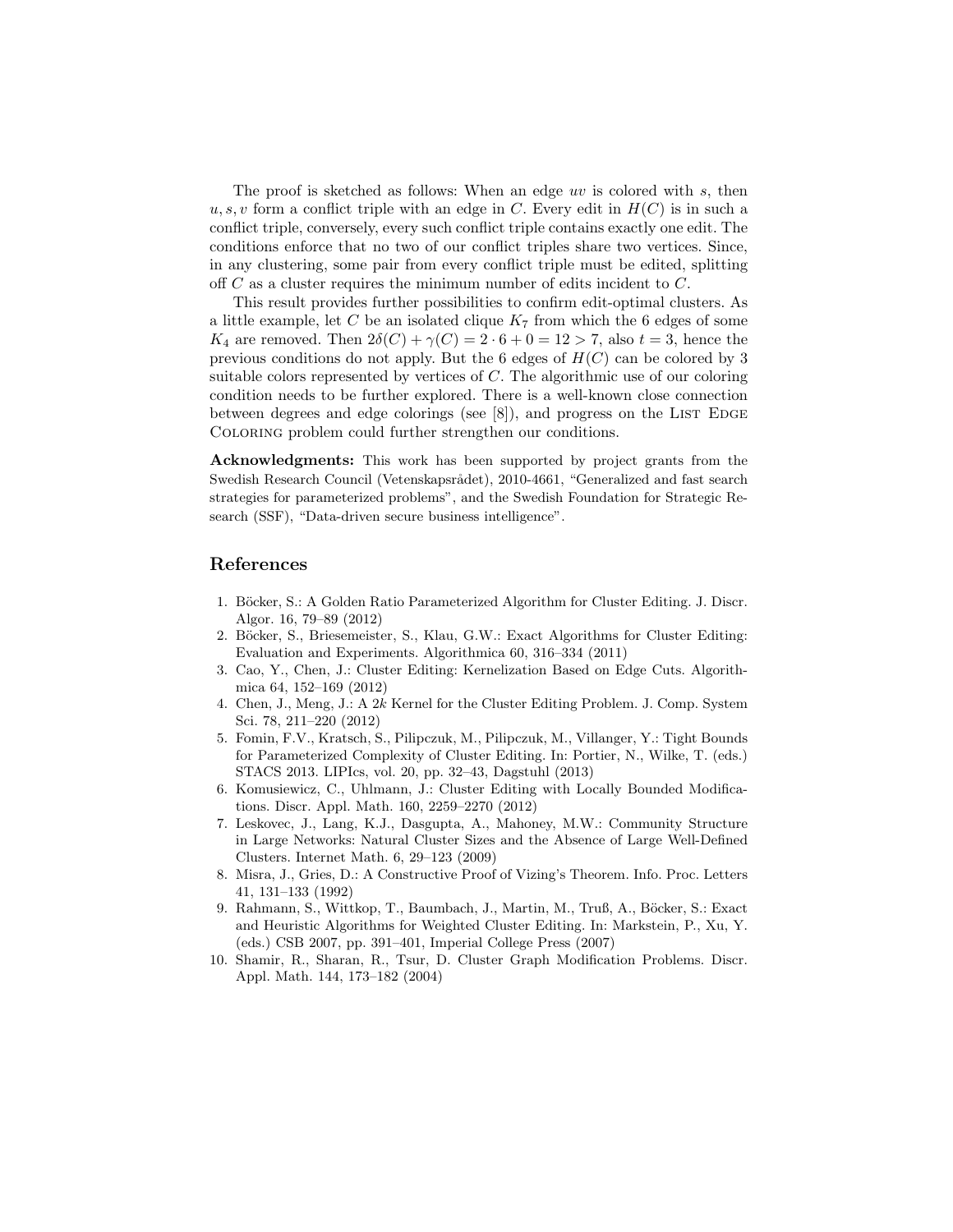The proof is sketched as follows: When an edge $uv$ is colored with $s$, then $u, s, v$ form a conflict triple with an edge in $C$. Every edit in $H(C)$ is in such a conflict triple, conversely, every such conflict triple contains exactly one edit. The conditions enforce that no two of our conflict triples share two vertices. Since, in any clustering, some pair from every conflict triple must be edited, splitting off $C$ as a cluster requires the minimum number of edits incident to $C$.

This result provides further possibilities to confirm edit-optimal clusters. As a little example, let $C$ be an isolated clique $K_7$ from which the 6 edges of some $K_4$ are removed. Then $2\delta(C) + \gamma(C) = 2 \cdot 6 + 0 = 12 > 7$, also $t = 3$, hence the previous conditions do not apply. But the 6 edges of $H(C)$ can be colored by 3 suitable colors represented by vertices of $C$. The algorithmic use of our coloring condition needs to be further explored. There is a well-known close connection between degrees and edge colorings (see [8]), and progress on the List Edge Coloring problem could further strengthen our conditions.

**Acknowledgments:** This work has been supported by project grants from the Swedish Research Council (Vetenskapsrådet), 2010-4661, "Generalized and fast search strategies for parameterized problems", and the Swedish Foundation for Strategic Research (SSF), "Data-driven secure business intelligence".

## References

1. Böcker, S.: A Golden Ratio Parameterized Algorithm for Cluster Editing. J. Discr. Algor. 16, 79–89 (2012)
2. Böcker, S., Briesemeister, S., Klau, G.W.: Exact Algorithms for Cluster Editing: Evaluation and Experiments. Algorithmica 60, 316–334 (2011)
3. Cao, Y., Chen, J.: Cluster Editing: Kernelization Based on Edge Cuts. Algorithmica 64, 152–169 (2012)
4. Chen, J., Meng, J.: A $2k$ Kernel for the Cluster Editing Problem. J. Comp. System Sci. 78, 211–220 (2012)
5. Fomin, F.V., Kratsch, S., Pilipczuk, M., Pilipczuk, M., Villanger, Y.: Tight Bounds for Parameterized Complexity of Cluster Editing. In: Portier, N., Wilke, T. (eds.) STACS 2013. LIPIcs, vol. 20, pp. 32–43, Dagstuhl (2013)
6. Komusiewicz, C., Uhlmann, J.: Cluster Editing with Locally Bounded Modifications. Discr. Appl. Math. 160, 2259–2270 (2012)
7. Leskovec, J., Lang, K.J., Dasgupta, A., Mahoney, M.W.: Community Structure in Large Networks: Natural Cluster Sizes and the Absence of Large Well-Defined Clusters. Internet Math. 6, 29–123 (2009)
8. Misra, J., Gries, D.: A Constructive Proof of Vizing's Theorem. Info. Proc. Letters 41, 131–133 (1992)
9. Rahmann, S., Wittkop, T., Baumbach, J., Martin, M., Truß, A., Böcker, S.: Exact and Heuristic Algorithms for Weighted Cluster Editing. In: Markstein, P., Xu, Y. (eds.) CSB 2007, pp. 391–401, Imperial College Press (2007)
10. Shamir, R., Sharan, R., Tsur, D. Cluster Graph Modification Problems. Discr. Appl. Math. 144, 173–182 (2004)